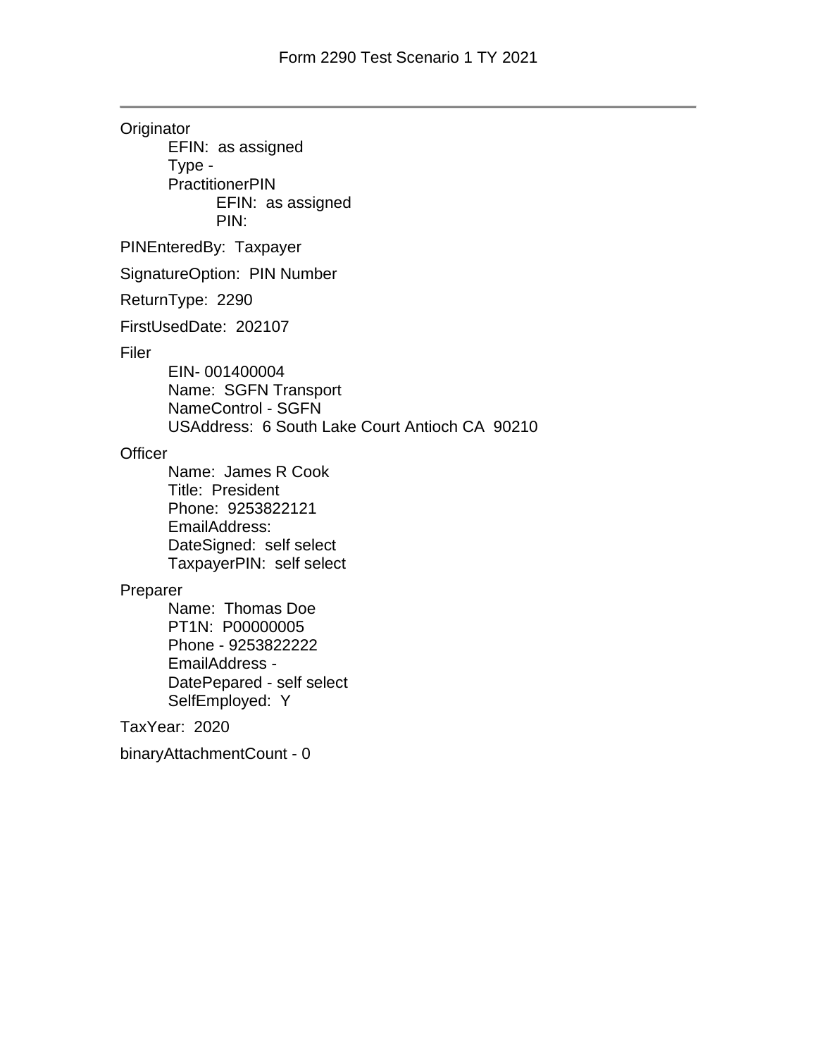# Form 2290 Test Scenario 1 TY 2021

---

Originator
- EFIN: as assigned
- Type -
- PractitionerPIN
  - EFIN: as assigned
  - PIN:

PINEnteredBy: Taxpayer

SignatureOption: PIN Number

ReturnType: 2290

FirstUsedDate: 202107

Filer
- EIN- 001400004
- Name: SGFN Transport
- NameControl - SGFN
- USAddress: 6 South Lake Court Antioch CA 90210

Officer
- Name: James R Cook
- Title: President
- Phone: 9253822121
- EmailAddress:
- DateSigned: self select
- TaxpayerPIN: self select

Preparer
- Name: Thomas Doe
- PT1N: P00000005
- Phone - 9253822222
- EmailAddress -
- DatePepared - self select
- SelfEmployed: Y

TaxYear: 2020

binaryAttachmentCount - 0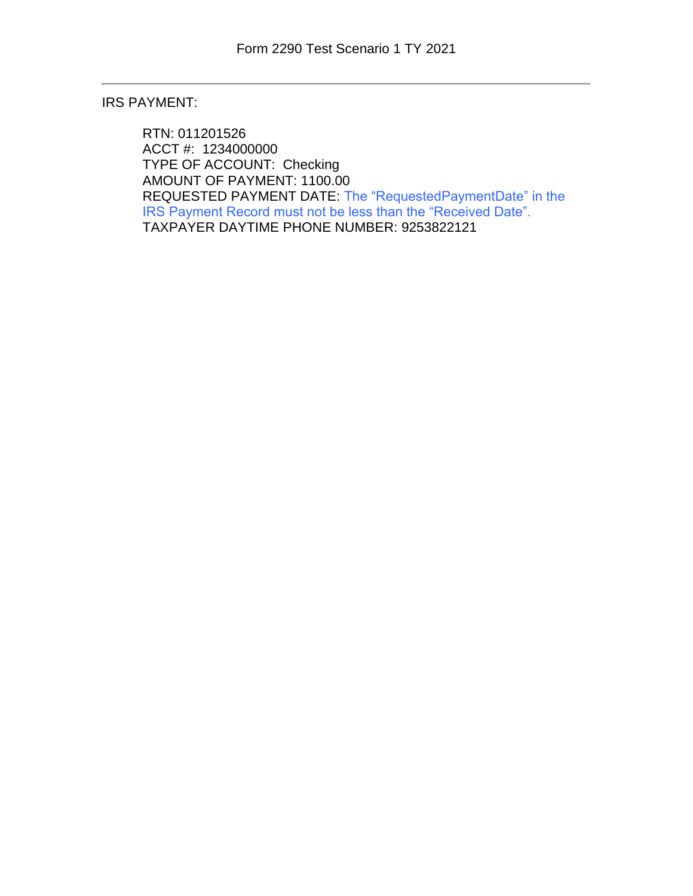IRS PAYMENT:

RTN: 011201526  
ACCT #: 1234000000  
TYPE OF ACCOUNT: Checking  
AMOUNT OF PAYMENT: 1100.00  
REQUESTED PAYMENT DATE: The “RequestedPaymentDate” in the IRS Payment Record must not be less than the “Received Date”.  
TAXPAYER DAYTIME PHONE NUMBER: 9253822121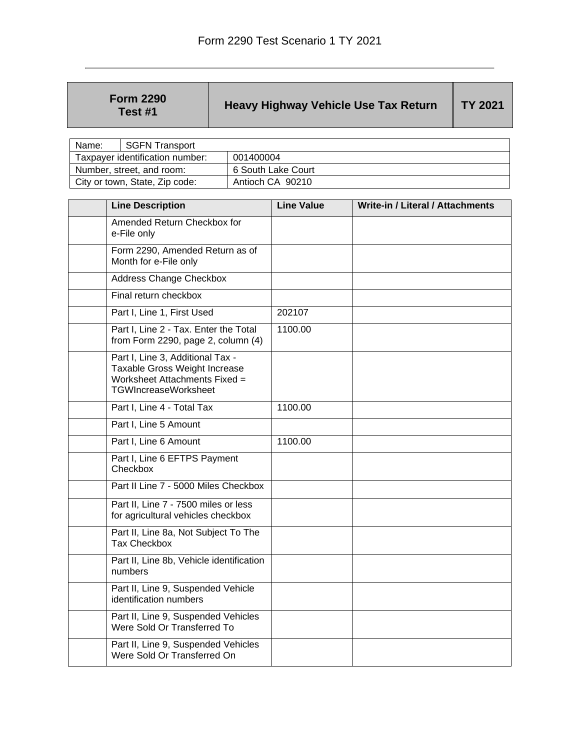# Form 2290 Test Scenario 1 TY 2021

| Form 2290 Test #1 | Heavy Highway Vehicle Use Tax Return | TY 2021 |
|---|---|---|

| Name: | SGFN Transport |
|---|---|
| Taxpayer identification number: | 001400004 |
| Number, street, and room: | 6 South Lake Court |
| City or town, State, Zip code: | Antioch CA 90210 |

| | Line Description | Line Value | Write-in / Literal / Attachments |
|---|---|---|---|
| | Amended Return Checkbox for e-File only | | |
| | Form 2290, Amended Return as of Month for e-File only | | |
| | Address Change Checkbox | | |
| | Final return checkbox | | |
| | Part I, Line 1, First Used | 202107 | |
| | Part I, Line 2 - Tax. Enter the Total from Form 2290, page 2, column (4) | 1100.00 | |
| | Part I, Line 3, Additional Tax - Taxable Gross Weight Increase Worksheet Attachments Fixed = TGWIncreaseWorksheet | | |
| | Part I, Line 4 - Total Tax | 1100.00 | |
| | Part I, Line 5 Amount | | |
| | Part I, Line 6 Amount | 1100.00 | |
| | Part I, Line 6 EFTPS Payment Checkbox | | |
| | Part II Line 7 - 5000 Miles Checkbox | | |
| | Part II, Line 7 - 7500 miles or less for agricultural vehicles checkbox | | |
| | Part II, Line 8a, Not Subject To The Tax Checkbox | | |
| | Part II, Line 8b, Vehicle identification numbers | | |
| | Part II, Line 9, Suspended Vehicle identification numbers | | |
| | Part II, Line 9, Suspended Vehicles Were Sold Or Transferred To | | |
| | Part II, Line 9, Suspended Vehicles Were Sold Or Transferred On | | |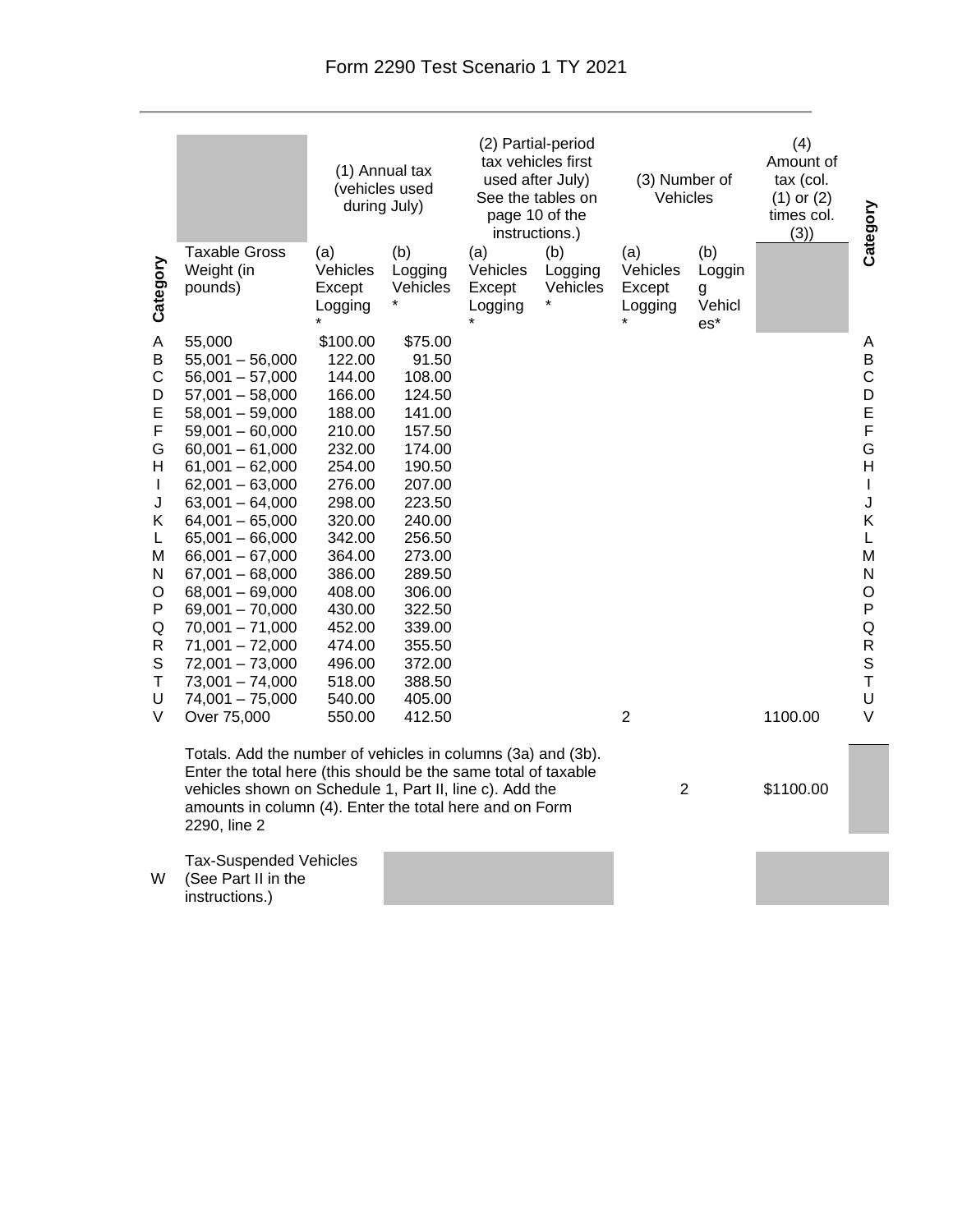# Form 2290 Test Scenario 1 TY 2021

| Category | Taxable Gross Weight (in pounds) | (1) Annual tax (vehicles used during July) (a) Vehicles Except Logging * | (1) Annual tax (vehicles used during July) (b) Logging Vehicles * | (2) Partial-period tax vehicles first used after July) See the tables on page 10 of the instructions.) (a) Vehicles Except Logging * | (2) Partial-period tax vehicles first used after July) (b) Logging Vehicles * | (3) Number of Vehicles (a) Vehicles Except Logging * | (3) Number of Vehicles (b) Logging Vehicles* | (4) Amount of tax (col. (1) or (2) times col. (3)) | Category |
|---|---|---|---|---|---|---|---|---|---|
| A | 55,000 | $100.00 | $75.00 | | | | | | A |
| B | 55,001 – 56,000 | 122.00 | 91.50 | | | | | | B |
| C | 56,001 – 57,000 | 144.00 | 108.00 | | | | | | C |
| D | 57,001 – 58,000 | 166.00 | 124.50 | | | | | | D |
| E | 58,001 – 59,000 | 188.00 | 141.00 | | | | | | E |
| F | 59,001 – 60,000 | 210.00 | 157.50 | | | | | | F |
| G | 60,001 – 61,000 | 232.00 | 174.00 | | | | | | G |
| H | 61,001 – 62,000 | 254.00 | 190.50 | | | | | | H |
| I | 62,001 – 63,000 | 276.00 | 207.00 | | | | | | I |
| J | 63,001 – 64,000 | 298.00 | 223.50 | | | | | | J |
| K | 64,001 – 65,000 | 320.00 | 240.00 | | | | | | K |
| L | 65,001 – 66,000 | 342.00 | 256.50 | | | | | | L |
| M | 66,001 – 67,000 | 364.00 | 273.00 | | | | | | M |
| N | 67,001 – 68,000 | 386.00 | 289.50 | | | | | | N |
| O | 68,001 – 69,000 | 408.00 | 306.00 | | | | | | O |
| P | 69,001 – 70,000 | 430.00 | 322.50 | | | | | | P |
| Q | 70,001 – 71,000 | 452.00 | 339.00 | | | | | | Q |
| R | 71,001 – 72,000 | 474.00 | 355.50 | | | | | | R |
| S | 72,001 – 73,000 | 496.00 | 372.00 | | | | | | S |
| T | 73,001 – 74,000 | 518.00 | 388.50 | | | | | | T |
| U | 74,001 – 75,000 | 540.00 | 405.00 | | | | | | U |
| V | Over 75,000 | 550.00 | 412.50 | | | 2 | | 1100.00 | V |
| | Totals. Add the number of vehicles in columns (3a) and (3b). Enter the total here (this should be the same total of taxable vehicles shown on Schedule 1, Part II, line c). Add the amounts in column (4). Enter the total here and on Form 2290, line 2 | | | | | 2 | | $1100.00 | |
| W | Tax-Suspended Vehicles (See Part II in the instructions.) | | | | | | | | |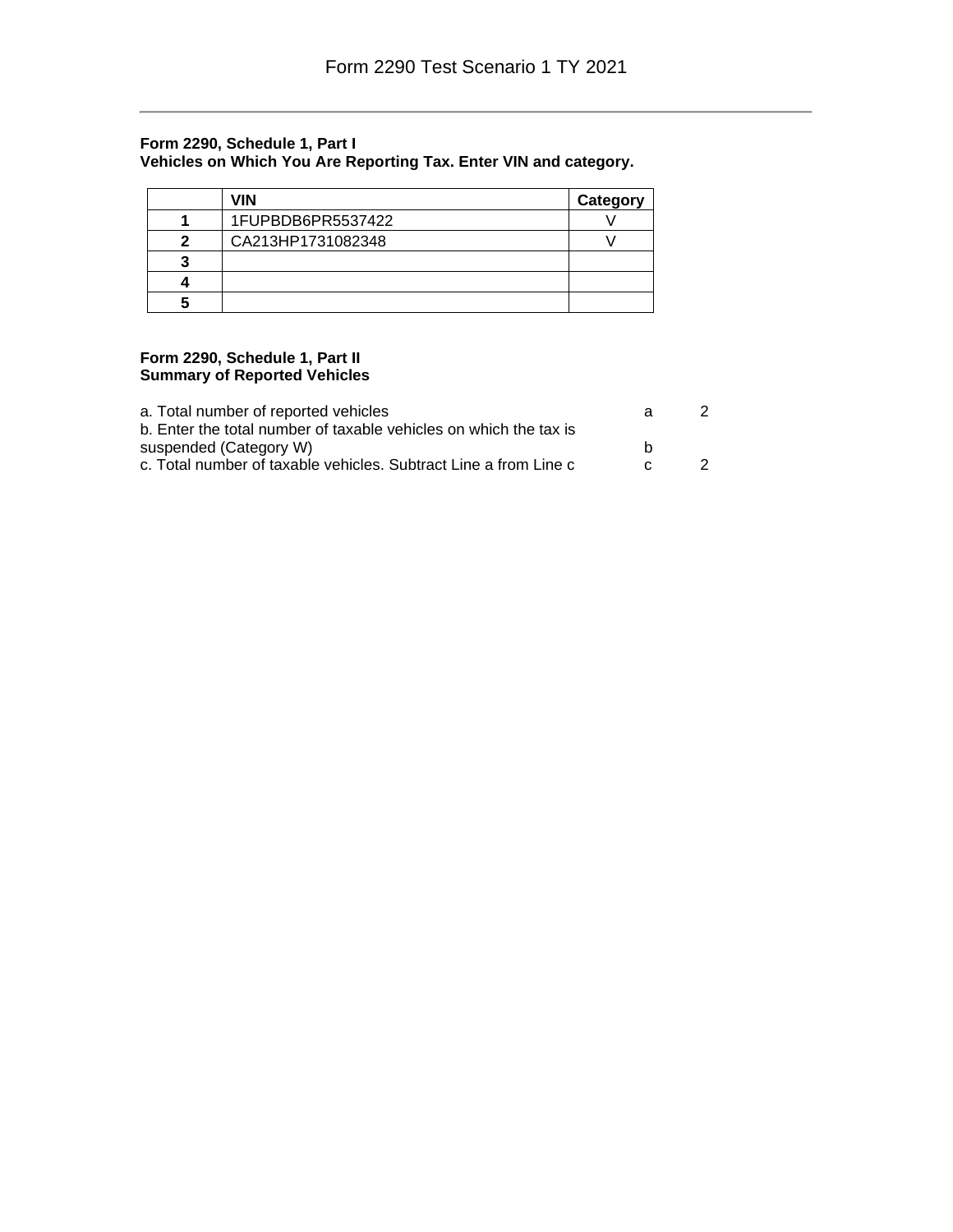# Form 2290 Test Scenario 1 TY 2021

---

**Form 2290, Schedule 1, Part I**
**Vehicles on Which You Are Reporting Tax. Enter VIN and category.**

| | VIN | Category |
|---|---|---|
| **1** | 1FUPBDB6PR5537422 | V |
| **2** | CA213HP1731082348 | V |
| **3** | | |
| **4** | | |
| **5** | | |

**Form 2290, Schedule 1, Part II**
**Summary of Reported Vehicles**

| | | |
|---|---|---|
| a. Total number of reported vehicles | a | 2 |
| b. Enter the total number of taxable vehicles on which the tax is suspended (Category W) | b | |
| c. Total number of taxable vehicles. Subtract Line a from Line c | c | 2 |